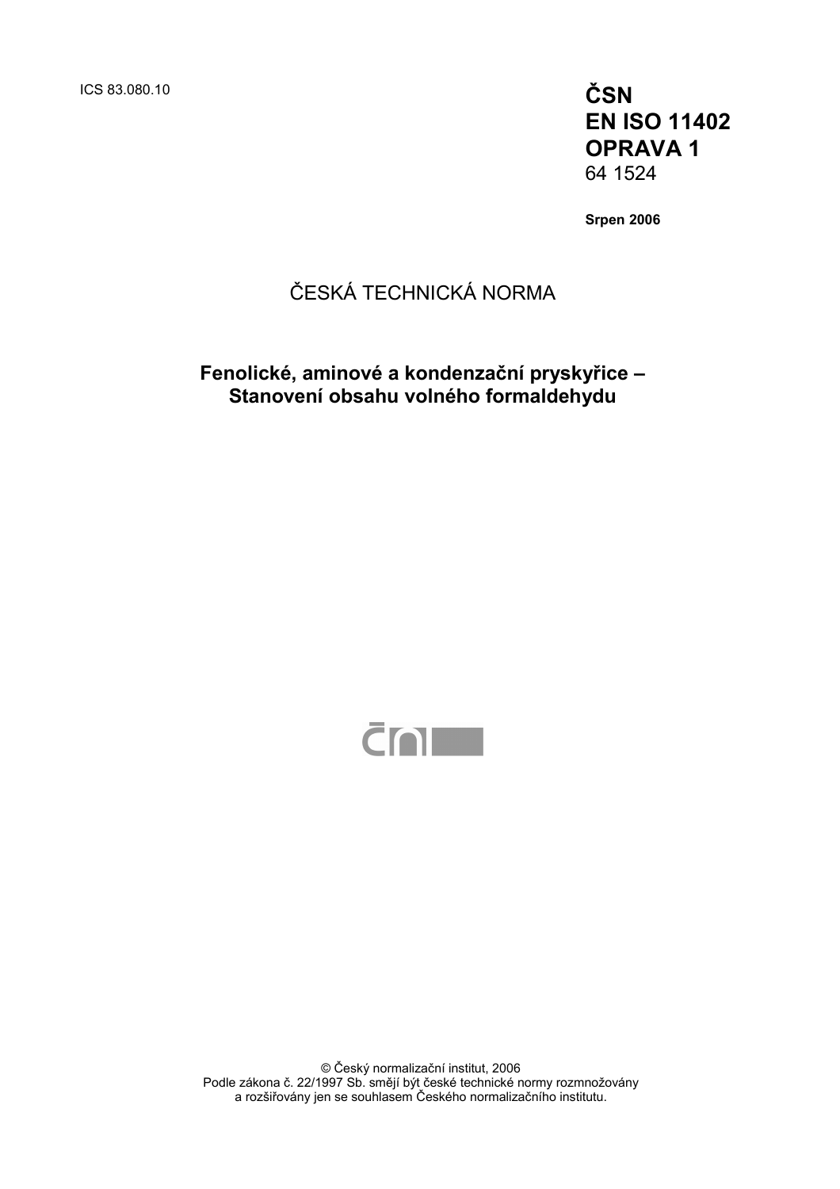ICS 83.080.10

**ČSN EN ISO 11402 OPRAVA 1**
64 1524

**Srpen 2006**

ČESKÁ TECHNICKÁ NORMA

## Fenolické, aminové a kondenzační pryskyřice – Stanovení obsahu volného formaldehydu

© Český normalizační institut, 2006
Podle zákona č. 22/1997 Sb. smějí být české technické normy rozmnožovány a rozšiřovány jen se souhlasem Českého normalizačního institutu.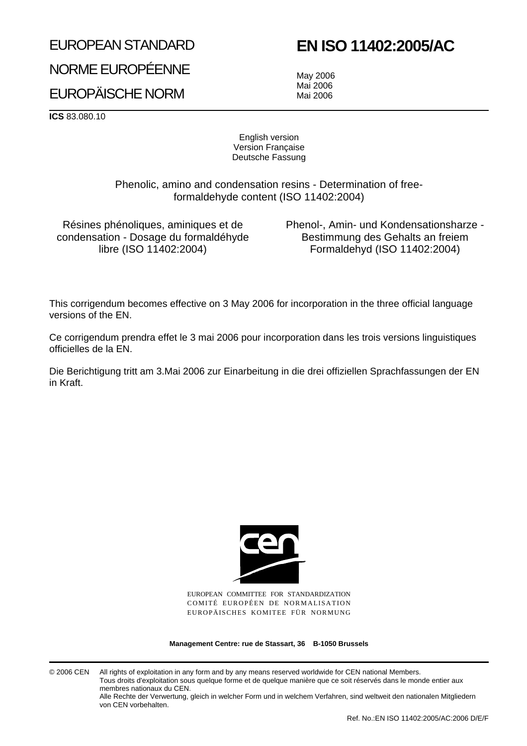EUROPEAN STANDARD

NORME EUROPÉENNE

EUROPÄISCHE NORM

# EN ISO 11402:2005/AC

May 2006
Mai 2006
Mai 2006

**ICS** 83.080.10

English version
Version Française
Deutsche Fassung

Phenolic, amino and condensation resins - Determination of free-formaldehyde content (ISO 11402:2004)

Résines phénoliques, aminiques et de condensation - Dosage du formaldéhyde libre (ISO 11402:2004)

Phenol-, Amin- und Kondensationsharze - Bestimmung des Gehalts an freiem Formaldehyd (ISO 11402:2004)

This corrigendum becomes effective on 3 May 2006 for incorporation in the three official language versions of the EN.

Ce corrigendum prendra effet le 3 mai 2006 pour incorporation dans les trois versions linguistiques officielles de la EN.

Die Berichtigung tritt am 3.Mai 2006 zur Einarbeitung in die drei offiziellen Sprachfassungen der EN in Kraft.

EUROPEAN COMMITTEE FOR STANDARDIZATION
COMITÉ EUROPÉEN DE NORMALISATION
EUROPÄISCHES KOMITEE FÜR NORMUNG

**Management Centre: rue de Stassart, 36 B-1050 Brussels**

© 2006 CEN All rights of exploitation in any form and by any means reserved worldwide for CEN national Members.
Tous droits d'exploitation sous quelque forme et de quelque manière que ce soit réservés dans le monde entier aux membres nationaux du CEN.
Alle Rechte der Verwertung, gleich in welcher Form und in welchem Verfahren, sind weltweit den nationalen Mitgliedern von CEN vorbehalten.

Ref. No.:EN ISO 11402:2005/AC:2006 D/E/F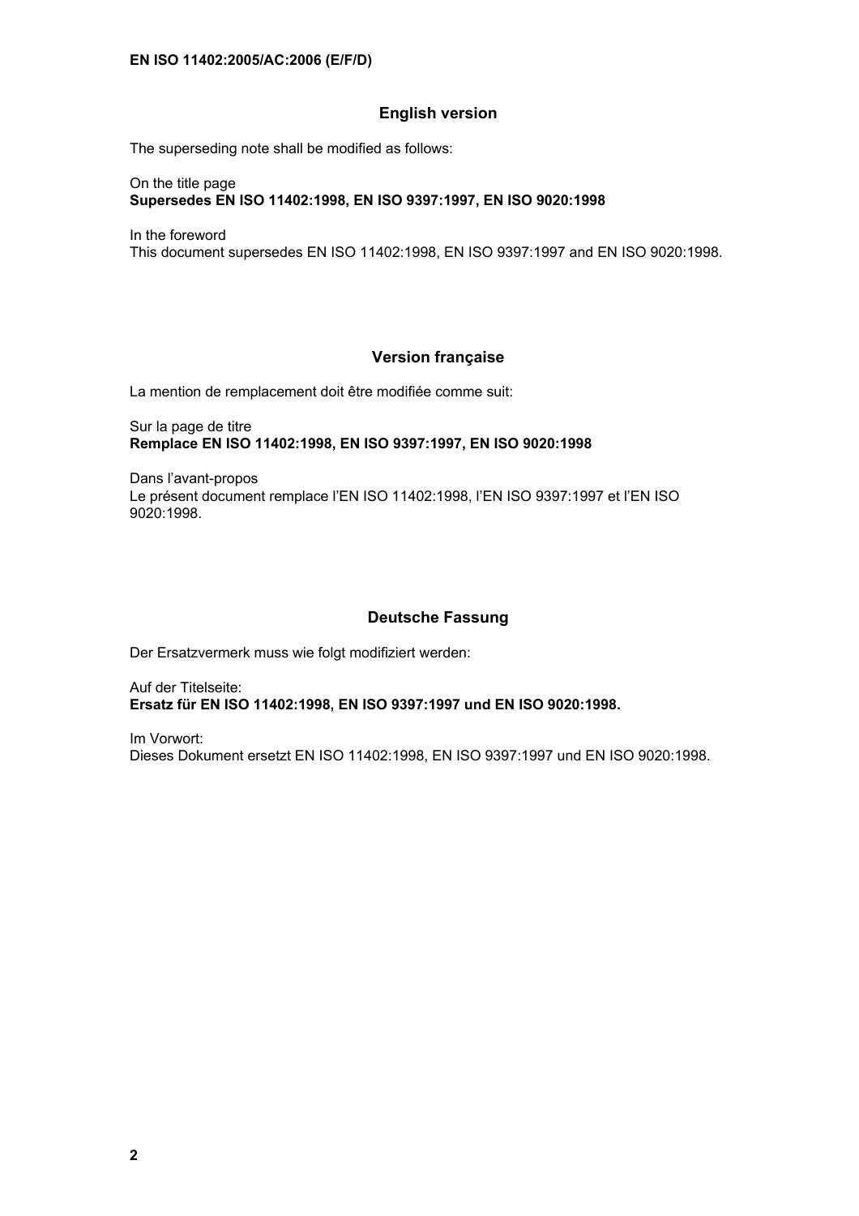## English version

The superseding note shall be modified as follows:

On the title page
**Supersedes EN ISO 11402:1998, EN ISO 9397:1997, EN ISO 9020:1998**

In the foreword
This document supersedes EN ISO 11402:1998, EN ISO 9397:1997 and EN ISO 9020:1998.

## Version française

La mention de remplacement doit être modifiée comme suit:

Sur la page de titre
**Remplace EN ISO 11402:1998, EN ISO 9397:1997, EN ISO 9020:1998**

Dans l'avant-propos
Le présent document remplace l'EN ISO 11402:1998, l'EN ISO 9397:1997 et l'EN ISO 9020:1998.

## Deutsche Fassung

Der Ersatzvermerk muss wie folgt modifiziert werden:

Auf der Titelseite:
**Ersatz für EN ISO 11402:1998, EN ISO 9397:1997 und EN ISO 9020:1998.**

Im Vorwort:
Dieses Dokument ersetzt EN ISO 11402:1998, EN ISO 9397:1997 und EN ISO 9020:1998.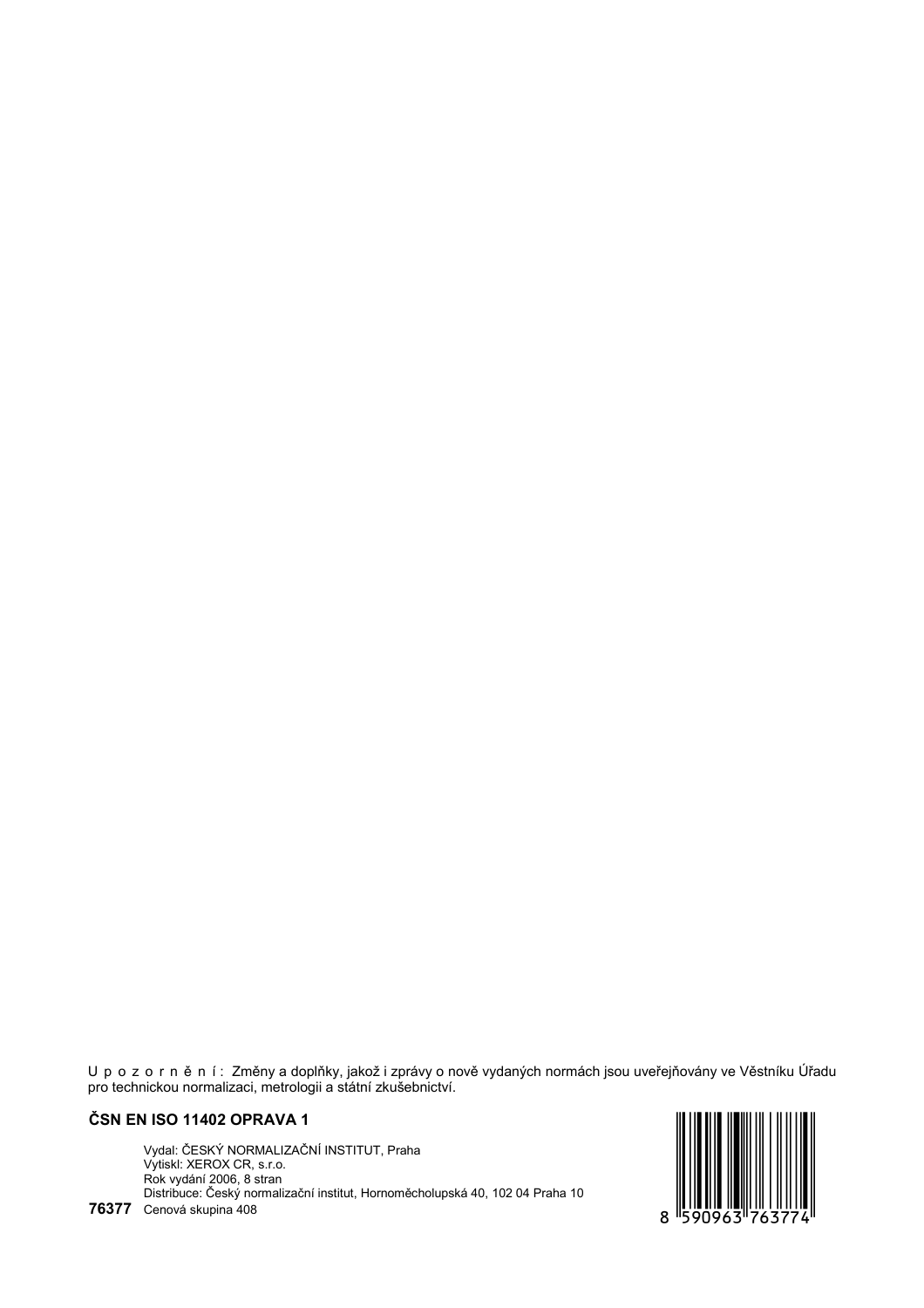U p o z o r n ě n í : Změny a doplňky, jakož i zprávy o nově vydaných normách jsou uveřejňovány ve Věstníku Úřadu pro technickou normalizaci, metrologii a státní zkušebnictví.

**ČSN EN ISO 11402 OPRAVA 1**

Vydal: ČESKÝ NORMALIZAČNÍ INSTITUT, Praha
Vytiskl: XEROX CR, s.r.o.
Rok vydání 2006, 8 stran
Distribuce: Český normalizační institut, Hornoměcholupská 40, 102 04 Praha 10

**76377** Cenová skupina 408

8 590963 763774